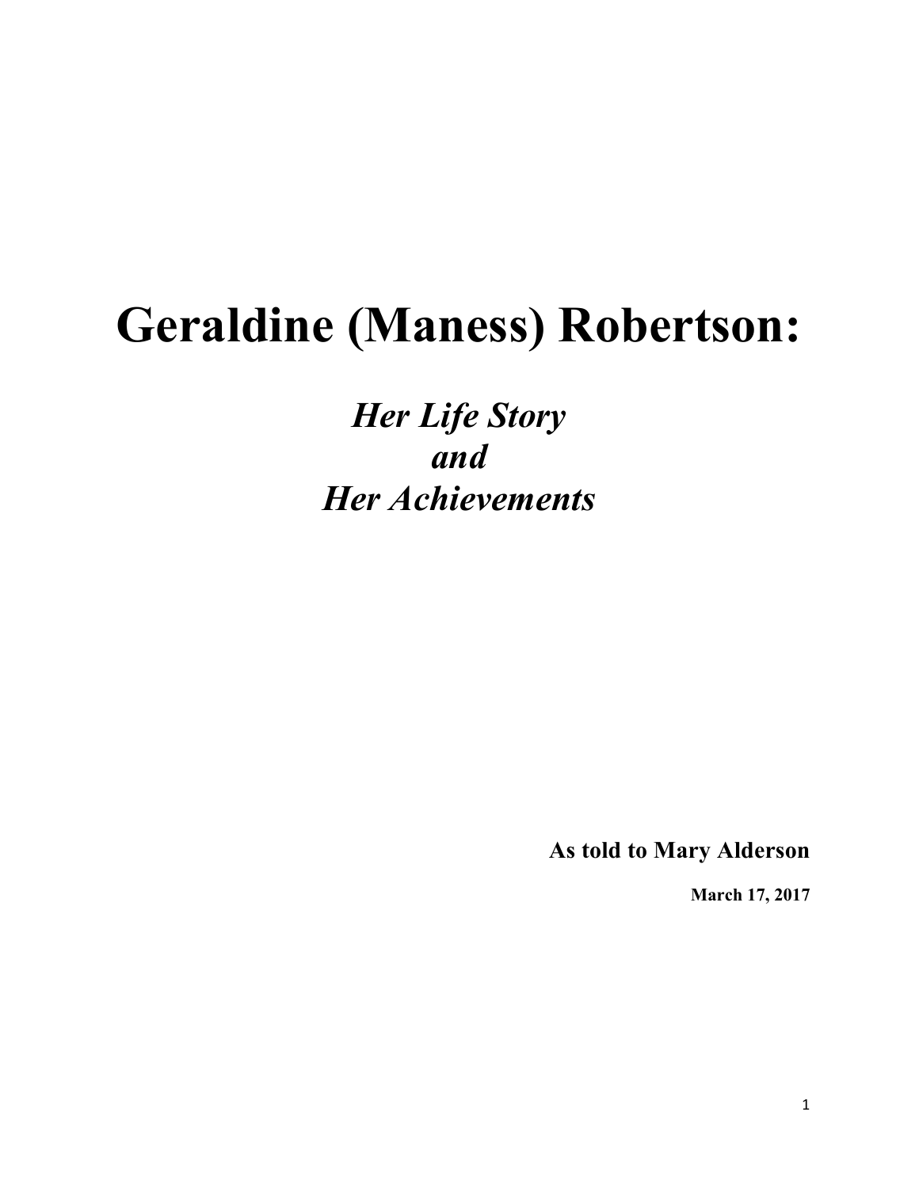# Geraldine (Maness) Robertson:

## *Her Life Story*
## *and*
## *Her Achievements*

**As told to Mary Alderson**

**March 17, 2017**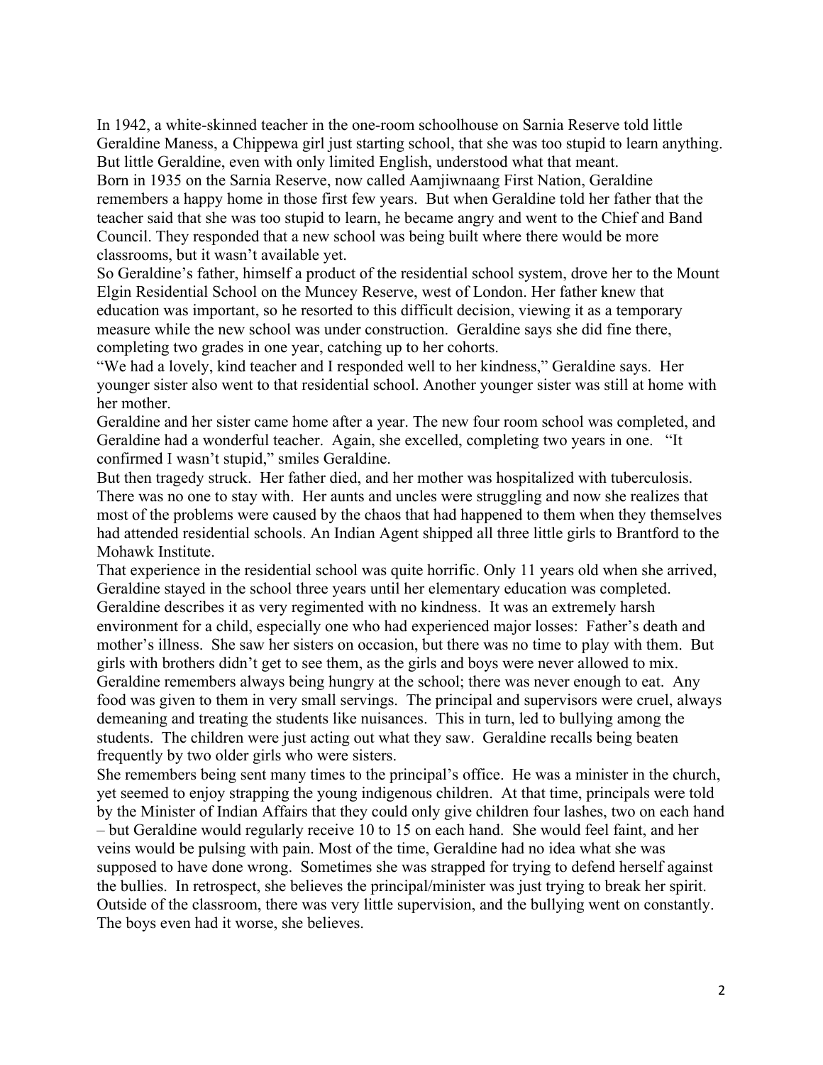In 1942, a white-skinned teacher in the one-room schoolhouse on Sarnia Reserve told little Geraldine Maness, a Chippewa girl just starting school, that she was too stupid to learn anything. But little Geraldine, even with only limited English, understood what that meant.

Born in 1935 on the Sarnia Reserve, now called Aamjiwnaang First Nation, Geraldine remembers a happy home in those first few years. But when Geraldine told her father that the teacher said that she was too stupid to learn, he became angry and went to the Chief and Band Council. They responded that a new school was being built where there would be more classrooms, but it wasn't available yet.

So Geraldine's father, himself a product of the residential school system, drove her to the Mount Elgin Residential School on the Muncey Reserve, west of London. Her father knew that education was important, so he resorted to this difficult decision, viewing it as a temporary measure while the new school was under construction. Geraldine says she did fine there, completing two grades in one year, catching up to her cohorts.

"We had a lovely, kind teacher and I responded well to her kindness," Geraldine says. Her younger sister also went to that residential school. Another younger sister was still at home with her mother.

Geraldine and her sister came home after a year. The new four room school was completed, and Geraldine had a wonderful teacher. Again, she excelled, completing two years in one. "It confirmed I wasn't stupid," smiles Geraldine.

But then tragedy struck. Her father died, and her mother was hospitalized with tuberculosis. There was no one to stay with. Her aunts and uncles were struggling and now she realizes that most of the problems were caused by the chaos that had happened to them when they themselves had attended residential schools. An Indian Agent shipped all three little girls to Brantford to the Mohawk Institute.

That experience in the residential school was quite horrific. Only 11 years old when she arrived, Geraldine stayed in the school three years until her elementary education was completed. Geraldine describes it as very regimented with no kindness. It was an extremely harsh environment for a child, especially one who had experienced major losses: Father's death and mother's illness. She saw her sisters on occasion, but there was no time to play with them. But girls with brothers didn't get to see them, as the girls and boys were never allowed to mix. Geraldine remembers always being hungry at the school; there was never enough to eat. Any food was given to them in very small servings. The principal and supervisors were cruel, always demeaning and treating the students like nuisances. This in turn, led to bullying among the students. The children were just acting out what they saw. Geraldine recalls being beaten frequently by two older girls who were sisters.

She remembers being sent many times to the principal's office. He was a minister in the church, yet seemed to enjoy strapping the young indigenous children. At that time, principals were told by the Minister of Indian Affairs that they could only give children four lashes, two on each hand – but Geraldine would regularly receive 10 to 15 on each hand. She would feel faint, and her veins would be pulsing with pain. Most of the time, Geraldine had no idea what she was supposed to have done wrong. Sometimes she was strapped for trying to defend herself against the bullies. In retrospect, she believes the principal/minister was just trying to break her spirit. Outside of the classroom, there was very little supervision, and the bullying went on constantly. The boys even had it worse, she believes.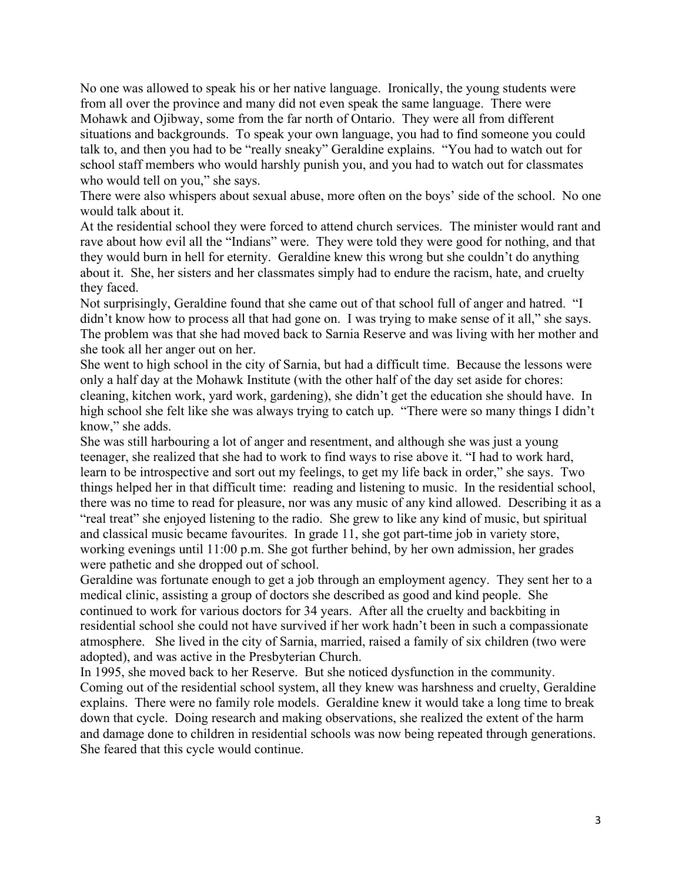No one was allowed to speak his or her native language. Ironically, the young students were from all over the province and many did not even speak the same language. There were Mohawk and Ojibway, some from the far north of Ontario. They were all from different situations and backgrounds. To speak your own language, you had to find someone you could talk to, and then you had to be "really sneaky" Geraldine explains. "You had to watch out for school staff members who would harshly punish you, and you had to watch out for classmates who would tell on you," she says.

There were also whispers about sexual abuse, more often on the boys' side of the school. No one would talk about it.

At the residential school they were forced to attend church services. The minister would rant and rave about how evil all the "Indians" were. They were told they were good for nothing, and that they would burn in hell for eternity. Geraldine knew this wrong but she couldn't do anything about it. She, her sisters and her classmates simply had to endure the racism, hate, and cruelty they faced.

Not surprisingly, Geraldine found that she came out of that school full of anger and hatred. "I didn't know how to process all that had gone on. I was trying to make sense of it all," she says. The problem was that she had moved back to Sarnia Reserve and was living with her mother and she took all her anger out on her.

She went to high school in the city of Sarnia, but had a difficult time. Because the lessons were only a half day at the Mohawk Institute (with the other half of the day set aside for chores: cleaning, kitchen work, yard work, gardening), she didn't get the education she should have. In high school she felt like she was always trying to catch up. "There were so many things I didn't know," she adds.

She was still harbouring a lot of anger and resentment, and although she was just a young teenager, she realized that she had to work to find ways to rise above it. "I had to work hard, learn to be introspective and sort out my feelings, to get my life back in order," she says. Two things helped her in that difficult time: reading and listening to music. In the residential school, there was no time to read for pleasure, nor was any music of any kind allowed. Describing it as a "real treat" she enjoyed listening to the radio. She grew to like any kind of music, but spiritual and classical music became favourites. In grade 11, she got part-time job in variety store, working evenings until 11:00 p.m. She got further behind, by her own admission, her grades were pathetic and she dropped out of school.

Geraldine was fortunate enough to get a job through an employment agency. They sent her to a medical clinic, assisting a group of doctors she described as good and kind people. She continued to work for various doctors for 34 years. After all the cruelty and backbiting in residential school she could not have survived if her work hadn't been in such a compassionate atmosphere. She lived in the city of Sarnia, married, raised a family of six children (two were adopted), and was active in the Presbyterian Church.

In 1995, she moved back to her Reserve. But she noticed dysfunction in the community. Coming out of the residential school system, all they knew was harshness and cruelty, Geraldine explains. There were no family role models. Geraldine knew it would take a long time to break down that cycle. Doing research and making observations, she realized the extent of the harm and damage done to children in residential schools was now being repeated through generations. She feared that this cycle would continue.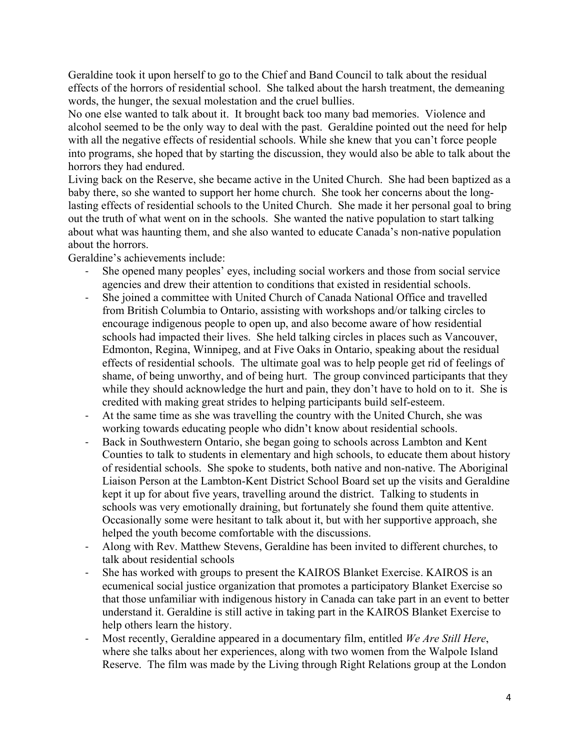Geraldine took it upon herself to go to the Chief and Band Council to talk about the residual effects of the horrors of residential school. She talked about the harsh treatment, the demeaning words, the hunger, the sexual molestation and the cruel bullies.

No one else wanted to talk about it. It brought back too many bad memories. Violence and alcohol seemed to be the only way to deal with the past. Geraldine pointed out the need for help with all the negative effects of residential schools. While she knew that you can't force people into programs, she hoped that by starting the discussion, they would also be able to talk about the horrors they had endured.

Living back on the Reserve, she became active in the United Church. She had been baptized as a baby there, so she wanted to support her home church. She took her concerns about the long-lasting effects of residential schools to the United Church. She made it her personal goal to bring out the truth of what went on in the schools. She wanted the native population to start talking about what was haunting them, and she also wanted to educate Canada's non-native population about the horrors.

Geraldine's achievements include:

- She opened many peoples' eyes, including social workers and those from social service agencies and drew their attention to conditions that existed in residential schools.
- She joined a committee with United Church of Canada National Office and travelled from British Columbia to Ontario, assisting with workshops and/or talking circles to encourage indigenous people to open up, and also become aware of how residential schools had impacted their lives. She held talking circles in places such as Vancouver, Edmonton, Regina, Winnipeg, and at Five Oaks in Ontario, speaking about the residual effects of residential schools. The ultimate goal was to help people get rid of feelings of shame, of being unworthy, and of being hurt. The group convinced participants that they while they should acknowledge the hurt and pain, they don't have to hold on to it. She is credited with making great strides to helping participants build self-esteem.
- At the same time as she was travelling the country with the United Church, she was working towards educating people who didn't know about residential schools.
- Back in Southwestern Ontario, she began going to schools across Lambton and Kent Counties to talk to students in elementary and high schools, to educate them about history of residential schools. She spoke to students, both native and non-native. The Aboriginal Liaison Person at the Lambton-Kent District School Board set up the visits and Geraldine kept it up for about five years, travelling around the district. Talking to students in schools was very emotionally draining, but fortunately she found them quite attentive. Occasionally some were hesitant to talk about it, but with her supportive approach, she helped the youth become comfortable with the discussions.
- Along with Rev. Matthew Stevens, Geraldine has been invited to different churches, to talk about residential schools
- She has worked with groups to present the KAIROS Blanket Exercise. KAIROS is an ecumenical social justice organization that promotes a participatory Blanket Exercise so that those unfamiliar with indigenous history in Canada can take part in an event to better understand it. Geraldine is still active in taking part in the KAIROS Blanket Exercise to help others learn the history.
- Most recently, Geraldine appeared in a documentary film, entitled *We Are Still Here*, where she talks about her experiences, along with two women from the Walpole Island Reserve. The film was made by the Living through Right Relations group at the London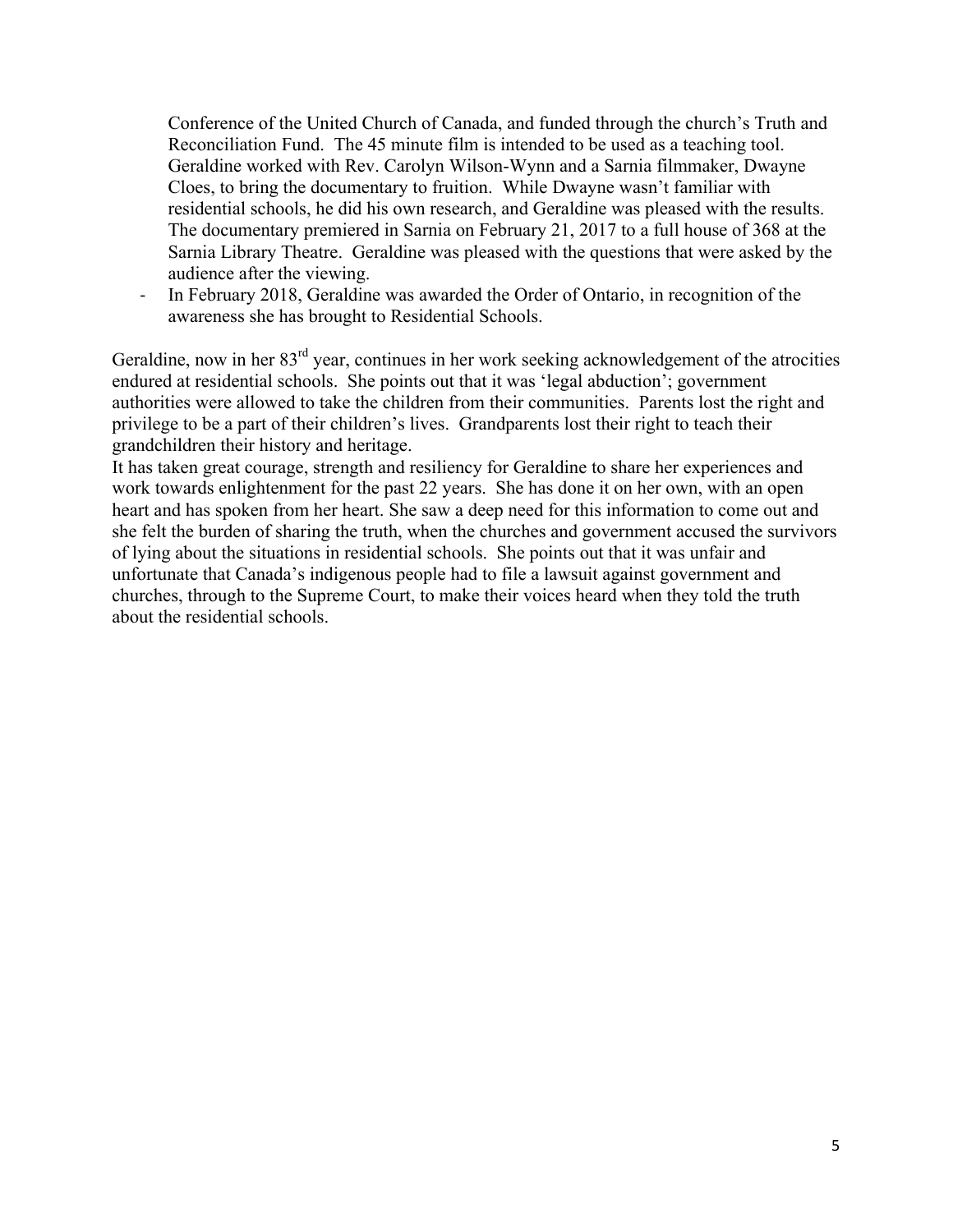Conference of the United Church of Canada, and funded through the church's Truth and Reconciliation Fund. The 45 minute film is intended to be used as a teaching tool. Geraldine worked with Rev. Carolyn Wilson-Wynn and a Sarnia filmmaker, Dwayne Cloes, to bring the documentary to fruition. While Dwayne wasn't familiar with residential schools, he did his own research, and Geraldine was pleased with the results. The documentary premiered in Sarnia on February 21, 2017 to a full house of 368 at the Sarnia Library Theatre. Geraldine was pleased with the questions that were asked by the audience after the viewing.

- In February 2018, Geraldine was awarded the Order of Ontario, in recognition of the awareness she has brought to Residential Schools.

Geraldine, now in her 83rd year, continues in her work seeking acknowledgement of the atrocities endured at residential schools. She points out that it was 'legal abduction'; government authorities were allowed to take the children from their communities. Parents lost the right and privilege to be a part of their children's lives. Grandparents lost their right to teach their grandchildren their history and heritage.

It has taken great courage, strength and resiliency for Geraldine to share her experiences and work towards enlightenment for the past 22 years. She has done it on her own, with an open heart and has spoken from her heart. She saw a deep need for this information to come out and she felt the burden of sharing the truth, when the churches and government accused the survivors of lying about the situations in residential schools. She points out that it was unfair and unfortunate that Canada's indigenous people had to file a lawsuit against government and churches, through to the Supreme Court, to make their voices heard when they told the truth about the residential schools.